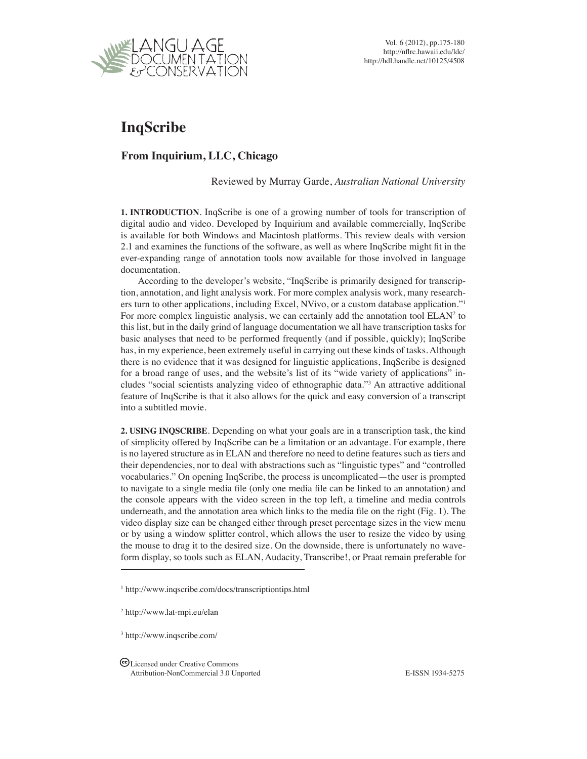# InqScribe

## From Inquirium, LLC, Chicago

Reviewed by Murray Garde, *Australian National University*

**1. INTRODUCTION**. InqScribe is one of a growing number of tools for transcription of digital audio and video. Developed by Inquirium and available commercially, InqScribe is available for both Windows and Macintosh platforms. This review deals with version 2.1 and examines the functions of the software, as well as where InqScribe might fit in the ever-expanding range of annotation tools now available for those involved in language documentation.

According to the developer's website, "InqScribe is primarily designed for transcription, annotation, and light analysis work. For more complex analysis work, many researchers turn to other applications, including Excel, NVivo, or a custom database application."[1] For more complex linguistic analysis, we can certainly add the annotation tool ELAN[2] to this list, but in the daily grind of language documentation we all have transcription tasks for basic analyses that need to be performed frequently (and if possible, quickly); InqScribe has, in my experience, been extremely useful in carrying out these kinds of tasks. Although there is no evidence that it was designed for linguistic applications, InqScribe is designed for a broad range of uses, and the website's list of its "wide variety of applications" includes "social scientists analyzing video of ethnographic data."[3] An attractive additional feature of InqScribe is that it also allows for the quick and easy conversion of a transcript into a subtitled movie.

**2. USING INQSCRIBE**. Depending on what your goals are in a transcription task, the kind of simplicity offered by InqScribe can be a limitation or an advantage. For example, there is no layered structure as in ELAN and therefore no need to define features such as tiers and their dependencies, nor to deal with abstractions such as "linguistic types" and "controlled vocabularies." On opening InqScribe, the process is uncomplicated—the user is prompted to navigate to a single media file (only one media file can be linked to an annotation) and the console appears with the video screen in the top left, a timeline and media controls underneath, and the annotation area which links to the media file on the right (Fig. 1). The video display size can be changed either through preset percentage sizes in the view menu or by using a window splitter control, which allows the user to resize the video by using the mouse to drag it to the desired size. On the downside, there is unfortunately no waveform display, so tools such as ELAN, Audacity, Transcribe!, or Praat remain preferable for

---

[1] http://www.inqscribe.com/docs/transcriptiontips.html

[2] http://www.lat-mpi.eu/elan

[3] http://www.inqscribe.com/

Licensed under Creative Commons Attribution-NonCommercial 3.0 Unported

E-ISSN 1934-5275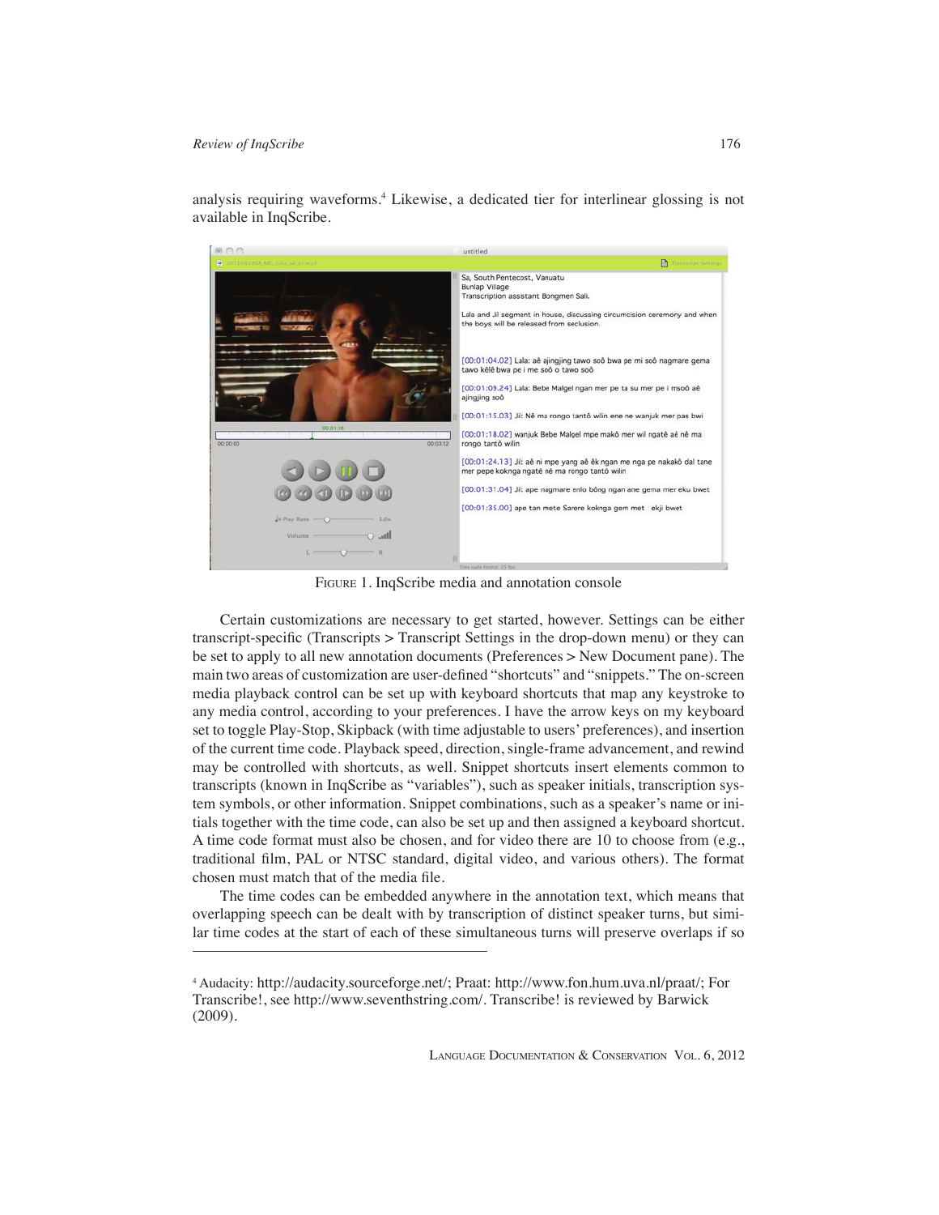analysis requiring waveforms.[4] Likewise, a dedicated tier for interlinear glossing is not available in InqScribe.

FIGURE 1. InqScribe media and annotation console

Certain customizations are necessary to get started, however. Settings can be either transcript-specific (Transcripts > Transcript Settings in the drop-down menu) or they can be set to apply to all new annotation documents (Preferences > New Document pane). The main two areas of customization are user-defined "shortcuts" and "snippets." The on-screen media playback control can be set up with keyboard shortcuts that map any keystroke to any media control, according to your preferences. I have the arrow keys on my keyboard set to toggle Play-Stop, Skipback (with time adjustable to users' preferences), and insertion of the current time code. Playback speed, direction, single-frame advancement, and rewind may be controlled with shortcuts, as well. Snippet shortcuts insert elements common to transcripts (known in InqScribe as "variables"), such as speaker initials, transcription system symbols, or other information. Snippet combinations, such as a speaker's name or initials together with the time code, can also be set up and then assigned a keyboard shortcut. A time code format must also be chosen, and for video there are 10 to choose from (e.g., traditional film, PAL or NTSC standard, digital video, and various others). The format chosen must match that of the media file.

The time codes can be embedded anywhere in the annotation text, which means that overlapping speech can be dealt with by transcription of distinct speaker turns, but similar time codes at the start of each of these simultaneous turns will preserve overlaps if so

[4] Audacity: http://audacity.sourceforge.net/; Praat: http://www.fon.hum.uva.nl/praat/; For Transcribe!, see http://www.seventhstring.com/. Transcribe! is reviewed by Barwick (2009).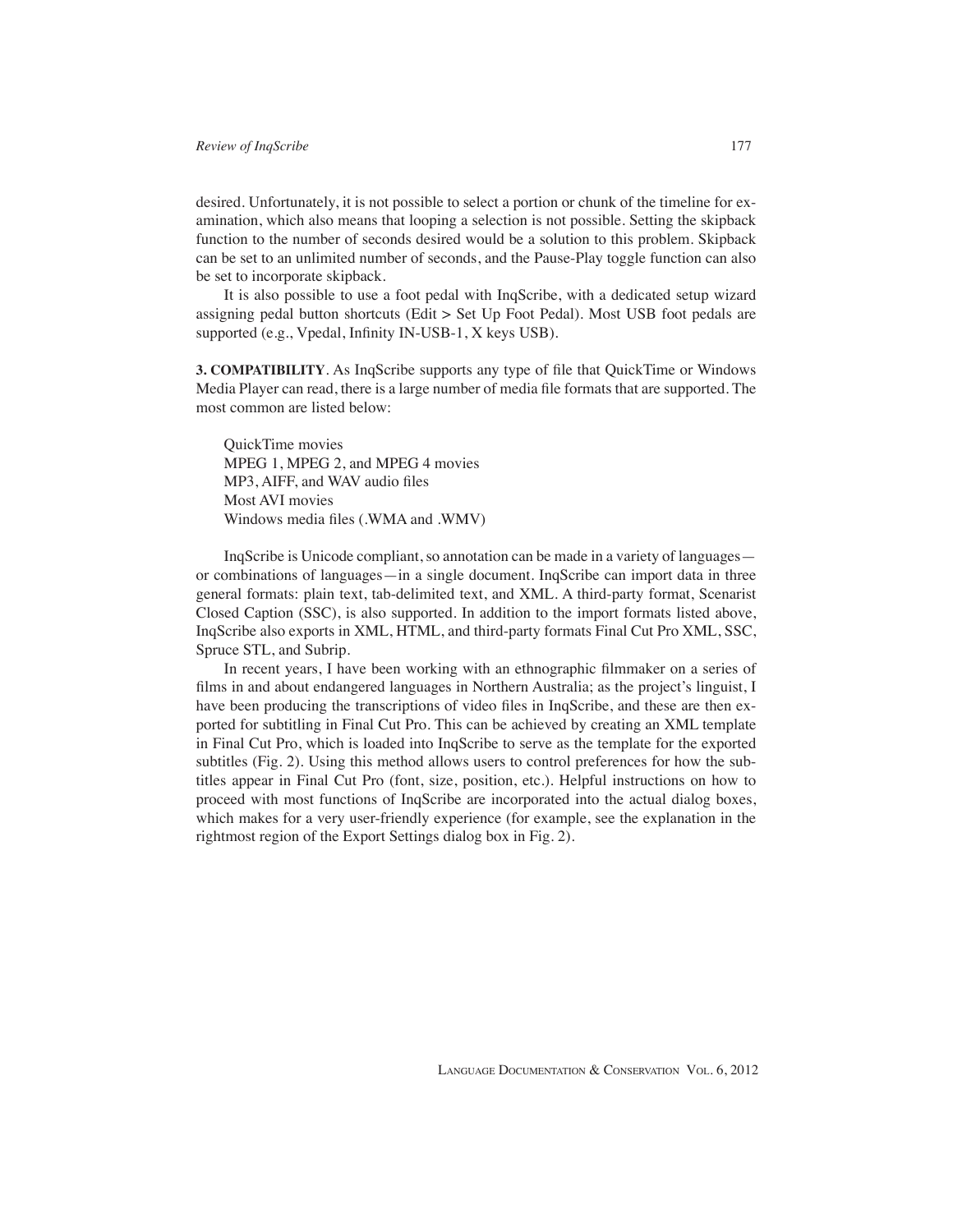desired. Unfortunately, it is not possible to select a portion or chunk of the timeline for examination, which also means that looping a selection is not possible. Setting the skipback function to the number of seconds desired would be a solution to this problem. Skipback can be set to an unlimited number of seconds, and the Pause-Play toggle function can also be set to incorporate skipback.

It is also possible to use a foot pedal with InqScribe, with a dedicated setup wizard assigning pedal button shortcuts (Edit > Set Up Foot Pedal). Most USB foot pedals are supported (e.g., Vpedal, Infinity IN-USB-1, X keys USB).

**3. COMPATIBILITY**. As InqScribe supports any type of file that QuickTime or Windows Media Player can read, there is a large number of media file formats that are supported. The most common are listed below:

QuickTime movies
MPEG 1, MPEG 2, and MPEG 4 movies
MP3, AIFF, and WAV audio files
Most AVI movies
Windows media files (.WMA and .WMV)

InqScribe is Unicode compliant, so annotation can be made in a variety of languages—or combinations of languages—in a single document. InqScribe can import data in three general formats: plain text, tab-delimited text, and XML. A third-party format, Scenarist Closed Caption (SSC), is also supported. In addition to the import formats listed above, InqScribe also exports in XML, HTML, and third-party formats Final Cut Pro XML, SSC, Spruce STL, and Subrip.

In recent years, I have been working with an ethnographic filmmaker on a series of films in and about endangered languages in Northern Australia; as the project's linguist, I have been producing the transcriptions of video files in InqScribe, and these are then exported for subtitling in Final Cut Pro. This can be achieved by creating an XML template in Final Cut Pro, which is loaded into InqScribe to serve as the template for the exported subtitles (Fig. 2). Using this method allows users to control preferences for how the subtitles appear in Final Cut Pro (font, size, position, etc.). Helpful instructions on how to proceed with most functions of InqScribe are incorporated into the actual dialog boxes, which makes for a very user-friendly experience (for example, see the explanation in the rightmost region of the Export Settings dialog box in Fig. 2).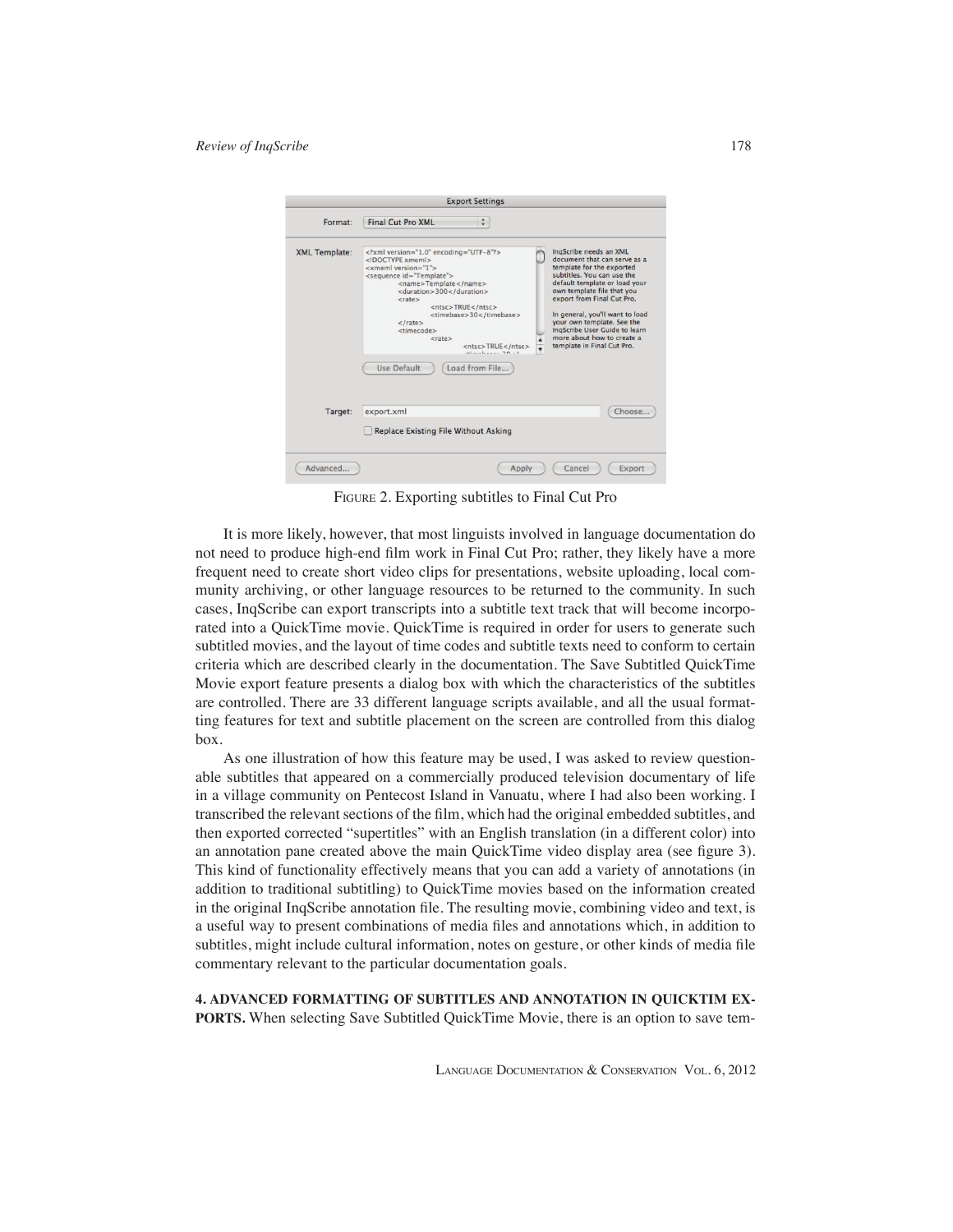FIGURE 2. Exporting subtitles to Final Cut Pro

It is more likely, however, that most linguists involved in language documentation do not need to produce high-end film work in Final Cut Pro; rather, they likely have a more frequent need to create short video clips for presentations, website uploading, local community archiving, or other language resources to be returned to the community. In such cases, InqScribe can export transcripts into a subtitle text track that will become incorporated into a QuickTime movie. QuickTime is required in order for users to generate such subtitled movies, and the layout of time codes and subtitle texts need to conform to certain criteria which are described clearly in the documentation. The Save Subtitled QuickTime Movie export feature presents a dialog box with which the characteristics of the subtitles are controlled. There are 33 different language scripts available, and all the usual formatting features for text and subtitle placement on the screen are controlled from this dialog box.

As one illustration of how this feature may be used, I was asked to review questionable subtitles that appeared on a commercially produced television documentary of life in a village community on Pentecost Island in Vanuatu, where I had also been working. I transcribed the relevant sections of the film, which had the original embedded subtitles, and then exported corrected "supertitles" with an English translation (in a different color) into an annotation pane created above the main QuickTime video display area (see figure 3). This kind of functionality effectively means that you can add a variety of annotations (in addition to traditional subtitling) to QuickTime movies based on the information created in the original InqScribe annotation file. The resulting movie, combining video and text, is a useful way to present combinations of media files and annotations which, in addition to subtitles, might include cultural information, notes on gesture, or other kinds of media file commentary relevant to the particular documentation goals.

**4. ADVANCED FORMATTING OF SUBTITLES AND ANNOTATION IN QUICKTIM EXPORTS.** When selecting Save Subtitled QuickTime Movie, there is an option to save tem-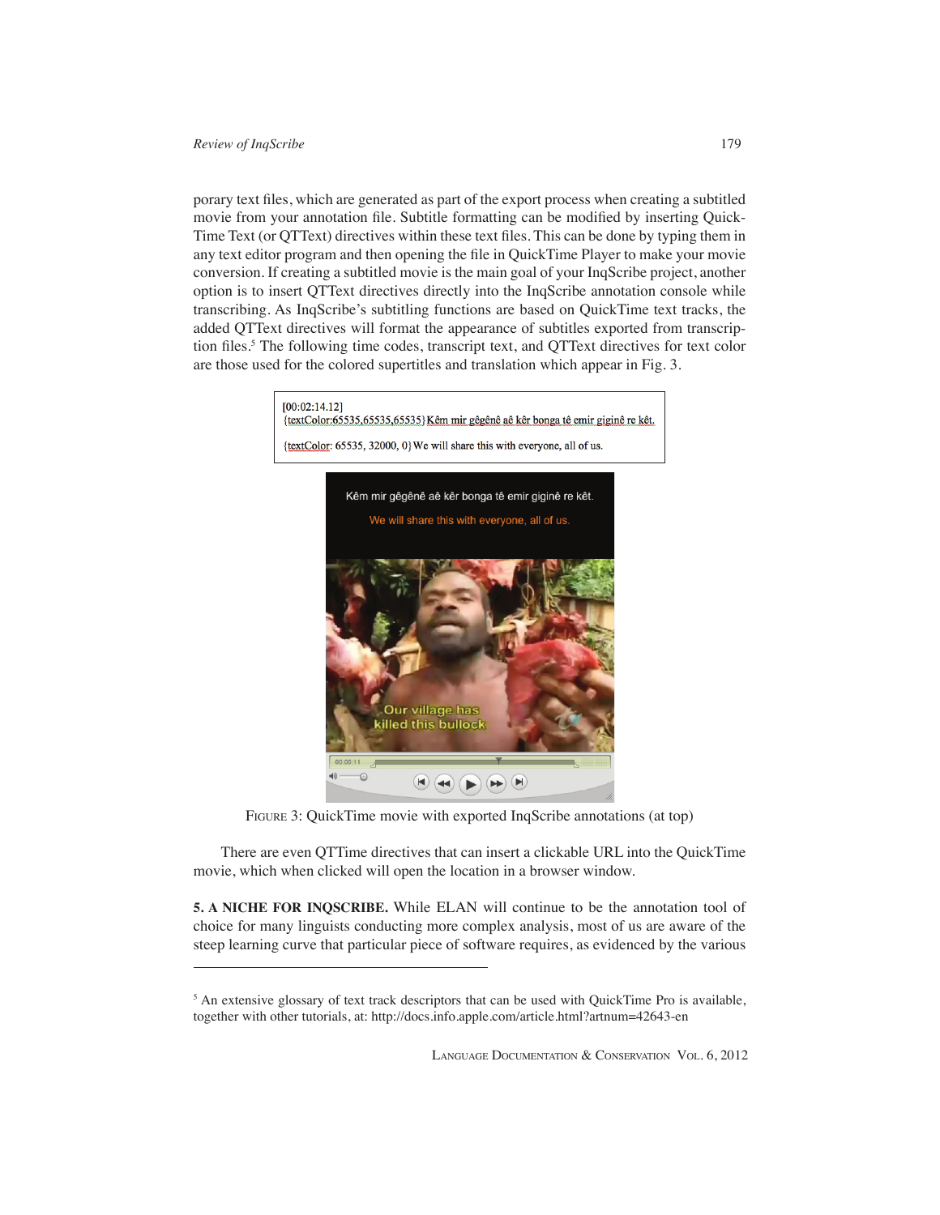porary text files, which are generated as part of the export process when creating a subtitled movie from your annotation file. Subtitle formatting can be modified by inserting QuickTime Text (or QTText) directives within these text files. This can be done by typing them in any text editor program and then opening the file in QuickTime Player to make your movie conversion. If creating a subtitled movie is the main goal of your InqScribe project, another option is to insert QTText directives directly into the InqScribe annotation console while transcribing. As InqScribe's subtitling functions are based on QuickTime text tracks, the added QTText directives will format the appearance of subtitles exported from transcription files.[5] The following time codes, transcript text, and QTText directives for text color are those used for the colored supertitles and translation which appear in Fig. 3.

```
[00:02:14.12]
{textColor:65535,65535,65535}Kêm mir gêgênê aê kêr bonga tê emir giginê re kêt.

{textColor: 65535, 32000, 0}We will share this with everyone, all of us.
```

FIGURE 3: QuickTime movie with exported InqScribe annotations (at top)

There are even QTTime directives that can insert a clickable URL into the QuickTime movie, which when clicked will open the location in a browser window.

**5. A NICHE FOR INQSCRIBE.** While ELAN will continue to be the annotation tool of choice for many linguists conducting more complex analysis, most of us are aware of the steep learning curve that particular piece of software requires, as evidenced by the various

---

[5] An extensive glossary of text track descriptors that can be used with QuickTime Pro is available, together with other tutorials, at: http://docs.info.apple.com/article.html?artnum=42643-en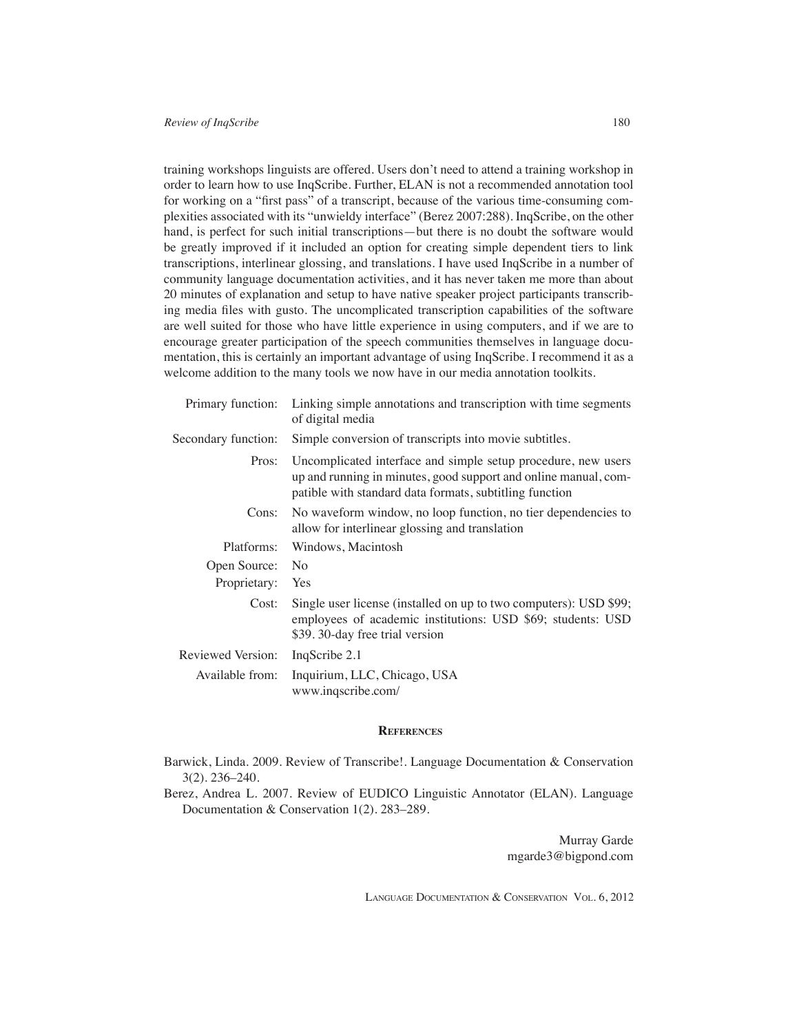training workshops linguists are offered. Users don't need to attend a training workshop in order to learn how to use InqScribe. Further, ELAN is not a recommended annotation tool for working on a "first pass" of a transcript, because of the various time-consuming complexities associated with its "unwieldy interface" (Berez 2007:288). InqScribe, on the other hand, is perfect for such initial transcriptions—but there is no doubt the software would be greatly improved if it included an option for creating simple dependent tiers to link transcriptions, interlinear glossing, and translations. I have used InqScribe in a number of community language documentation activities, and it has never taken me more than about 20 minutes of explanation and setup to have native speaker project participants transcribing media files with gusto. The uncomplicated transcription capabilities of the software are well suited for those who have little experience in using computers, and if we are to encourage greater participation of the speech communities themselves in language documentation, this is certainly an important advantage of using InqScribe. I recommend it as a welcome addition to the many tools we now have in our media annotation toolkits.

| | |
|---|---|
| Primary function: | Linking simple annotations and transcription with time segments of digital media |
| Secondary function: | Simple conversion of transcripts into movie subtitles. |
| Pros: | Uncomplicated interface and simple setup procedure, new users up and running in minutes, good support and online manual, compatible with standard data formats, subtitling function |
| Cons: | No waveform window, no loop function, no tier dependencies to allow for interlinear glossing and translation |
| Platforms: | Windows, Macintosh |
| Open Source: | No |
| Proprietary: | Yes |
| Cost: | Single user license (installed on up to two computers): USD $99; employees of academic institutions: USD $69; students: USD $39. 30-day free trial version |
| Reviewed Version: | InqScribe 2.1 |
| Available from: | Inquirium, LLC, Chicago, USA www.inqscribe.com/ |

## References

Barwick, Linda. 2009. Review of Transcribe!. Language Documentation & Conservation 3(2). 236–240.

Berez, Andrea L. 2007. Review of EUDICO Linguistic Annotator (ELAN). Language Documentation & Conservation 1(2). 283–289.

Murray Garde
mgarde3@bigpond.com